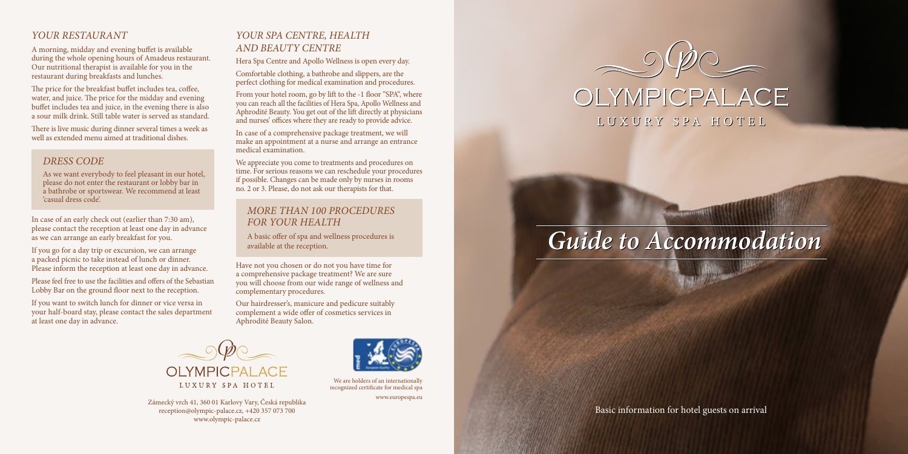## YOUR RESTAURANT

A morning, midday and evening buffet is available during the whole opening hours of Amadeus restaurant. Our nutritional therapist is available for you in the restaurant during breakfasts and lunches.

The price for the breakfast buffet includes tea, coffee, water, and juice. The price for the midday and evening buffet includes tea and juice, in the evening there is also a sour milk drink. Still table water is served as standard.

There is live music during dinner several times a week as well as extended menu aimed at traditional dishes.

### DRESS CODE

As we want everybody to feel pleasant in our hotel, please do not enter the restaurant or lobby bar in a bathrobe or sportswear. We recommend at least 'casual dress code'.

In case of an early check out (earlier than 7:30 am), please contact the reception at least one day in advance as we can arrange an early breakfast for you.

If you go for a day trip or excursion, we can arrange a packed picnic to take instead of lunch or dinner. Please inform the reception at least one day in advance.

Please feel free to use the facilities and offers of the Sebastian Lobby Bar on the ground floor next to the reception.

If you want to switch lunch for dinner or vice versa in your half-board stay, please contact the sales department at least one day in advance.

## YOUR SPA CENTRE, HEALTH AND BEAUTY CENTRE

Hera Spa Centre and Apollo Wellness is open every day.

Comfortable clothing, a bathrobe and slippers, are the perfect clothing for medical examination and procedures.

From your hotel room, go by lift to the -1 floor "SPA", where you can reach all the facilities of Hera Spa, Apollo Wellness and Aphrodité Beauty. You get out of the lift directly at physicians and nurses' offices where they are ready to provide advice.

In case of a comprehensive package treatment, we will make an appointment at a nurse and arrange an entrance medical examination.

We appreciate you come to treatments and procedures on time. For serious reasons we can reschedule your procedures if possible. Changes can be made only by nurses in rooms no. 2 or 3. Please, do not ask our therapists for that.

### MORE THAN 100 PROCEDURES FOR YOUR HEALTH

A basic offer of spa and wellness procedures is available at the reception.

Have not you chosen or do not you have time for a comprehensive package treatment? We are sure you will choose from our wide range of wellness and complementary procedures.

Our hairdresser's, manicure and pedicure suitably complement a wide offer of cosmetics services in Aphrodité Beauty Salon.

OLYMPICPALACE
LUXURY SPA HOTEL

Zámecký vrch 41, 360 01 Karlovy Vary, Česká republika
reception@olympic-palace.cz, +420 357 073 700
www.olympic-palace.cz

We are holders of an internationally recognized certificate for medical spa

www.europespa.eu

# OLYMPICPALACE
LUXURY SPA HOTEL

# *Guide to Accommodation*

Basic information for hotel guests on arrival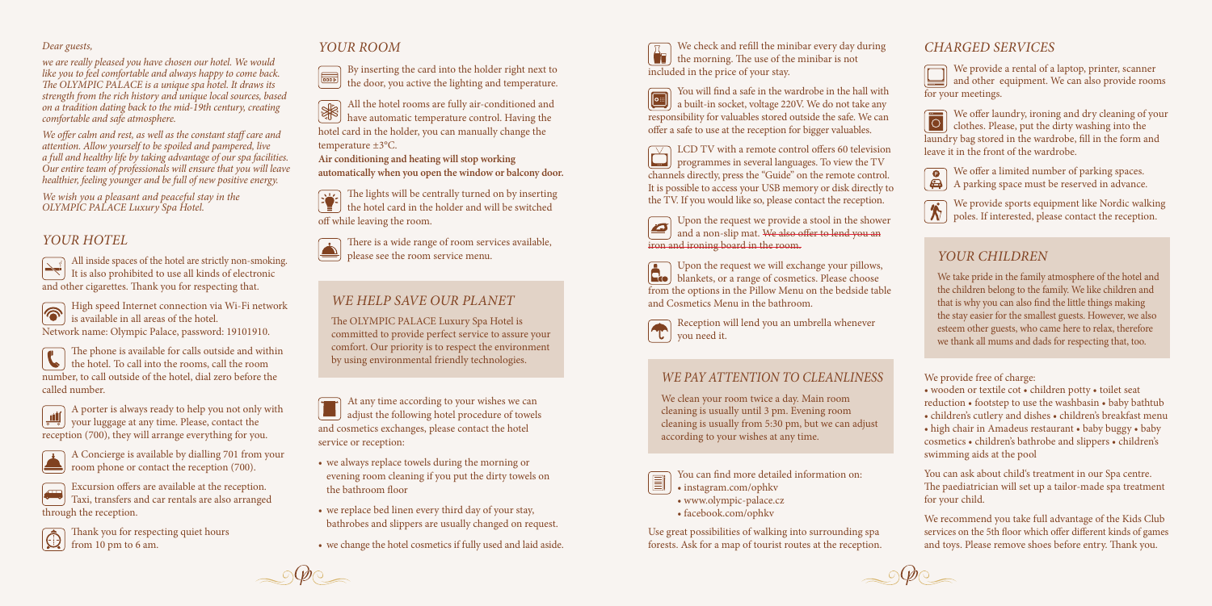*Dear guests,*

*we are really pleased you have chosen our hotel. We would like you to feel comfortable and always happy to come back. The OLYMPIC PALACE is a unique spa hotel. It draws its strength from the rich history and unique local sources, based on a tradition dating back to the mid-19th century, creating comfortable and safe atmosphere.*

*We offer calm and rest, as well as the constant staff care and attention. Allow yourself to be spoiled and pampered, live a full and healthy life by taking advantage of our spa facilities. Our entire team of professionals will ensure that you will leave healthier, feeling younger and be full of new positive energy.*

*We wish you a pleasant and peaceful stay in the OLYMPIC PALACE Luxury Spa Hotel.*

## *YOUR HOTEL*

All inside spaces of the hotel are strictly non-smoking. It is also prohibited to use all kinds of electronic and other cigarettes. Thank you for respecting that.

High speed Internet connection via Wi-Fi network is available in all areas of the hotel.
Network name: Olympic Palace, password: 19101910.

The phone is available for calls outside and within the hotel. To call into the rooms, call the room number, to call outside of the hotel, dial zero before the called number.

A porter is always ready to help you not only with your luggage at any time. Please, contact the reception (700), they will arrange everything for you.

A Concierge is available by dialling 701 from your room phone or contact the reception (700).

Excursion offers are available at the reception. Taxi, transfers and car rentals are also arranged through the reception.

Thank you for respecting quiet hours from 10 pm to 6 am.

## *YOUR ROOM*

By inserting the card into the holder right next to the door, you active the lighting and temperature.

All the hotel rooms are fully air-conditioned and have automatic temperature control. Having the hotel card in the holder, you can manually change the temperature ±3°C.
**Air conditioning and heating will stop working automatically when you open the window or balcony door.**

The lights will be centrally turned on by inserting the hotel card in the holder and will be switched off while leaving the room.

There is a wide range of room services available, please see the room service menu.

## *WE HELP SAVE OUR PLANET*

The OLYMPIC PALACE Luxury Spa Hotel is committed to provide perfect service to assure your comfort. Our priority is to respect the environment by using environmental friendly technologies.

At any time according to your wishes we can adjust the following hotel procedure of towels and cosmetics exchanges, please contact the hotel service or reception:

- we always replace towels during the morning or evening room cleaning if you put the dirty towels on the bathroom floor
- we replace bed linen every third day of your stay, bathrobes and slippers are usually changed on request.
- we change the hotel cosmetics if fully used and laid aside.

We check and refill the minibar every day during the morning. The use of the minibar is not included in the price of your stay.

You will find a safe in the wardrobe in the hall with a built-in socket, voltage 220V. We do not take any responsibility for valuables stored outside the safe. We can offer a safe to use at the reception for bigger valuables.

LCD TV with a remote control offers 60 television programmes in several languages. To view the TV channels directly, press the "Guide" on the remote control. It is possible to access your USB memory or disk directly to the TV. If you would like so, please contact the reception.

Upon the request we provide a stool in the shower and a non-slip mat. ~~We also offer to lend you an iron and ironing board in the room.~~

Upon the request we will exchange your pillows, blankets, or a range of cosmetics. Please choose from the options in the Pillow Menu on the bedside table and Cosmetics Menu in the bathroom.

Reception will lend you an umbrella whenever you need it.

## *WE PAY ATTENTION TO CLEANLINESS*

We clean your room twice a day. Main room cleaning is usually until 3 pm. Evening room cleaning is usually from 5:30 pm, but we can adjust according to your wishes at any time.

You can find more detailed information on:
- instagram.com/ophkv
- www.olympic-palace.cz
- facebook.com/ophkv

Use great possibilities of walking into surrounding spa forests. Ask for a map of tourist routes at the reception.

## *CHARGED SERVICES*

We provide a rental of a laptop, printer, scanner and other equipment. We can also provide rooms for your meetings.

We offer laundry, ironing and dry cleaning of your clothes. Please, put the dirty washing into the laundry bag stored in the wardrobe, fill in the form and leave it in the front of the wardrobe.

We offer a limited number of parking spaces. A parking space must be reserved in advance.

We provide sports equipment like Nordic walking poles. If interested, please contact the reception.

## *YOUR CHILDREN*

We take pride in the family atmosphere of the hotel and the children belong to the family. We like children and that is why you can also find the little things making the stay easier for the smallest guests. However, we also esteem other guests, who came here to relax, therefore we thank all mums and dads for respecting that, too.

We provide free of charge:
• wooden or textile cot • children potty • toilet seat reduction • footstep to use the washbasin • baby bathtub • children's cutlery and dishes • children's breakfast menu • high chair in Amadeus restaurant • baby buggy • baby cosmetics • children's bathrobe and slippers • children's swimming aids at the pool

You can ask about child's treatment in our Spa centre. The paediatrician will set up a tailor-made spa treatment for your child.

We recommend you take full advantage of the Kids Club services on the 5th floor which offer different kinds of games and toys. Please remove shoes before entry. Thank you.